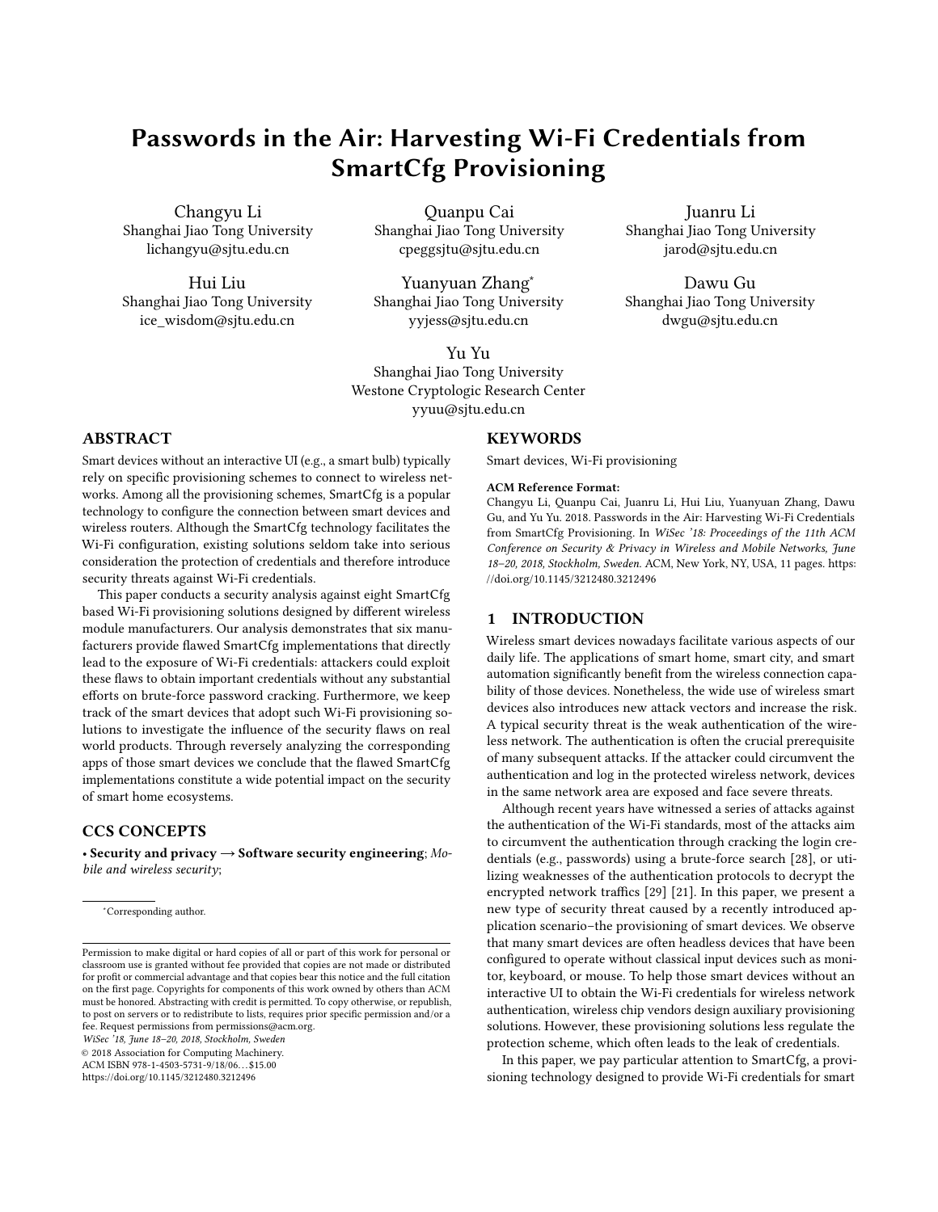# Passwords in the Air: Harvesting Wi-Fi Credentials from SmartCfg Provisioning

Changyu Li
Shanghai Jiao Tong University
lichangyu@sjtu.edu.cn

Quanpu Cai
Shanghai Jiao Tong University
cpeggsjtu@sjtu.edu.cn

Juanru Li
Shanghai Jiao Tong University
jarod@sjtu.edu.cn

Hui Liu
Shanghai Jiao Tong University
ice_wisdom@sjtu.edu.cn

Yuanyuan Zhang*
Shanghai Jiao Tong University
yyjess@sjtu.edu.cn

Dawu Gu
Shanghai Jiao Tong University
dwgu@sjtu.edu.cn

Yu Yu
Shanghai Jiao Tong University
Westone Cryptologic Research Center
yyuu@sjtu.edu.cn

## ABSTRACT

Smart devices without an interactive UI (e.g., a smart bulb) typically rely on specific provisioning schemes to connect to wireless networks. Among all the provisioning schemes, SmartCfg is a popular technology to configure the connection between smart devices and wireless routers. Although the SmartCfg technology facilitates the Wi-Fi configuration, existing solutions seldom take into serious consideration the protection of credentials and therefore introduce security threats against Wi-Fi credentials.

This paper conducts a security analysis against eight SmartCfg based Wi-Fi provisioning solutions designed by different wireless module manufacturers. Our analysis demonstrates that six manufacturers provide flawed SmartCfg implementations that directly lead to the exposure of Wi-Fi credentials: attackers could exploit these flaws to obtain important credentials without any substantial efforts on brute-force password cracking. Furthermore, we keep track of the smart devices that adopt such Wi-Fi provisioning solutions to investigate the influence of the security flaws on real world products. Through reversely analyzing the corresponding apps of those smart devices we conclude that the flawed SmartCfg implementations constitute a wide potential impact on the security of smart home ecosystems.

## CCS CONCEPTS

• **Security and privacy → Software security engineering**; *Mobile and wireless security*;

## KEYWORDS

Smart devices, Wi-Fi provisioning

**ACM Reference Format:**
Changyu Li, Quanpu Cai, Juanru Li, Hui Liu, Yuanyuan Zhang, Dawu Gu, and Yu Yu. 2018. Passwords in the Air: Harvesting Wi-Fi Credentials from SmartCfg Provisioning. In *WiSec '18: Proceedings of the 11th ACM Conference on Security & Privacy in Wireless and Mobile Networks, June 18–20, 2018, Stockholm, Sweden.* ACM, New York, NY, USA, 11 pages. https://doi.org/10.1145/3212480.3212496

## 1 INTRODUCTION

Wireless smart devices nowadays facilitate various aspects of our daily life. The applications of smart home, smart city, and smart automation significantly benefit from the wireless connection capability of those devices. Nonetheless, the wide use of wireless smart devices also introduces new attack vectors and increase the risk. A typical security threat is the weak authentication of the wireless network. The authentication is often the crucial prerequisite of many subsequent attacks. If the attacker could circumvent the authentication and log in the protected wireless network, devices in the same network area are exposed and face severe threats.

Although recent years have witnessed a series of attacks against the authentication of the Wi-Fi standards, most of the attacks aim to circumvent the authentication through cracking the login credentials (e.g., passwords) using a brute-force search [28], or utilizing weaknesses of the authentication protocols to decrypt the encrypted network traffics [29] [21]. In this paper, we present a new type of security threat caused by a recently introduced application scenario–the provisioning of smart devices. We observe that many smart devices are often headless devices that have been configured to operate without classical input devices such as monitor, keyboard, or mouse. To help those smart devices without an interactive UI to obtain the Wi-Fi credentials for wireless network authentication, wireless chip vendors design auxiliary provisioning solutions. However, these provisioning solutions less regulate the protection scheme, which often leads to the leak of credentials.

In this paper, we pay particular attention to SmartCfg, a provisioning technology designed to provide Wi-Fi credentials for smart

*Corresponding author.

Permission to make digital or hard copies of all or part of this work for personal or classroom use is granted without fee provided that copies are not made or distributed for profit or commercial advantage and that copies bear this notice and the full citation on the first page. Copyrights for components of this work owned by others than ACM must be honored. Abstracting with credit is permitted. To copy otherwise, or republish, to post on servers or to redistribute to lists, requires prior specific permission and/or a fee. Request permissions from permissions@acm.org.
*WiSec '18, June 18–20, 2018, Stockholm, Sweden*
© 2018 Association for Computing Machinery.
ACM ISBN 978-1-4503-5731-9/18/06…$15.00
https://doi.org/10.1145/3212480.3212496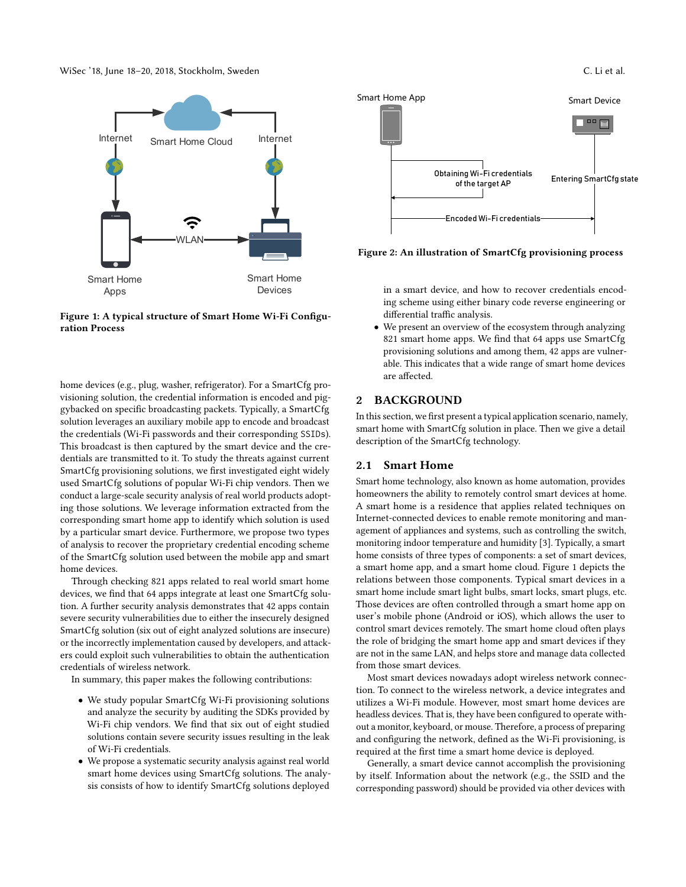Figure 1: A typical structure of Smart Home Wi-Fi Configuration Process

home devices (e.g., plug, washer, refrigerator). For a SmartCfg provisioning solution, the credential information is encoded and piggybacked on specific broadcasting packets. Typically, a SmartCfg solution leverages an auxiliary mobile app to encode and broadcast the credentials (Wi-Fi passwords and their corresponding SSIDs). This broadcast is then captured by the smart device and the credentials are transmitted to it. To study the threats against current SmartCfg provisioning solutions, we first investigated eight widely used SmartCfg solutions of popular Wi-Fi chip vendors. Then we conduct a large-scale security analysis of real world products adopting those solutions. We leverage information extracted from the corresponding smart home app to identify which solution is used by a particular smart device. Furthermore, we propose two types of analysis to recover the proprietary credential encoding scheme of the SmartCfg solution used between the mobile app and smart home devices.

Through checking 821 apps related to real world smart home devices, we find that 64 apps integrate at least one SmartCfg solution. A further security analysis demonstrates that 42 apps contain severe security vulnerabilities due to either the insecurely designed SmartCfg solution (six out of eight analyzed solutions are insecure) or the incorrectly implementation caused by developers, and attackers could exploit such vulnerabilities to obtain the authentication credentials of wireless network.

In summary, this paper makes the following contributions:

- We study popular SmartCfg Wi-Fi provisioning solutions and analyze the security by auditing the SDKs provided by Wi-Fi chip vendors. We find that six out of eight studied solutions contain severe security issues resulting in the leak of Wi-Fi credentials.
- We propose a systematic security analysis against real world smart home devices using SmartCfg solutions. The analysis consists of how to identify SmartCfg solutions deployed in a smart device, and how to recover credentials encoding scheme using either binary code reverse engineering or differential traffic analysis.
- We present an overview of the ecosystem through analyzing 821 smart home apps. We find that 64 apps use SmartCfg provisioning solutions and among them, 42 apps are vulnerable. This indicates that a wide range of smart home devices are affected.

Figure 2: An illustration of SmartCfg provisioning process

## 2 BACKGROUND

In this section, we first present a typical application scenario, namely, smart home with SmartCfg solution in place. Then we give a detail description of the SmartCfg technology.

### 2.1 Smart Home

Smart home technology, also known as home automation, provides homeowners the ability to remotely control smart devices at home. A smart home is a residence that applies related techniques on Internet-connected devices to enable remote monitoring and management of appliances and systems, such as controlling the switch, monitoring indoor temperature and humidity [3]. Typically, a smart home consists of three types of components: a set of smart devices, a smart home app, and a smart home cloud. Figure 1 depicts the relations between those components. Typical smart devices in a smart home include smart light bulbs, smart locks, smart plugs, etc. Those devices are often controlled through a smart home app on user's mobile phone (Android or iOS), which allows the user to control smart devices remotely. The smart home cloud often plays the role of bridging the smart home app and smart devices if they are not in the same LAN, and helps store and manage data collected from those smart devices.

Most smart devices nowadays adopt wireless network connection. To connect to the wireless network, a device integrates and utilizes a Wi-Fi module. However, most smart home devices are headless devices. That is, they have been configured to operate without a monitor, keyboard, or mouse. Therefore, a process of preparing and configuring the network, defined as the Wi-Fi provisioning, is required at the first time a smart home device is deployed.

Generally, a smart device cannot accomplish the provisioning by itself. Information about the network (e.g., the SSID and the corresponding password) should be provided via other devices with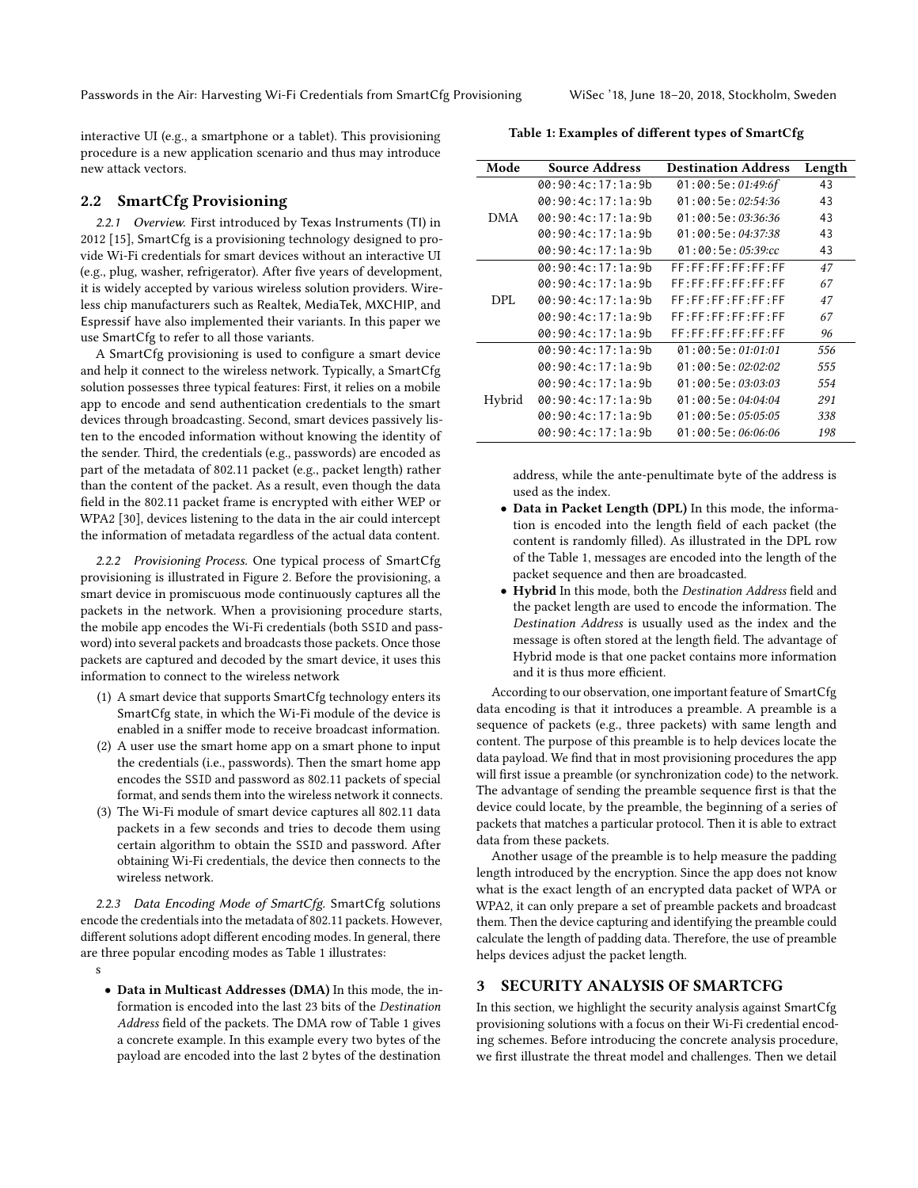interactive UI (e.g., a smartphone or a tablet). This provisioning procedure is a new application scenario and thus may introduce new attack vectors.

## 2.2 SmartCfg Provisioning

*2.2.1 Overview.* First introduced by Texas Instruments (TI) in 2012 [15], SmartCfg is a provisioning technology designed to provide Wi-Fi credentials for smart devices without an interactive UI (e.g., plug, washer, refrigerator). After five years of development, it is widely accepted by various wireless solution providers. Wireless chip manufacturers such as Realtek, MediaTek, MXCHIP, and Espressif have also implemented their variants. In this paper we use SmartCfg to refer to all those variants.

A SmartCfg provisioning is used to configure a smart device and help it connect to the wireless network. Typically, a SmartCfg solution possesses three typical features: First, it relies on a mobile app to encode and send authentication credentials to the smart devices through broadcasting. Second, smart devices passively listen to the encoded information without knowing the identity of the sender. Third, the credentials (e.g., passwords) are encoded as part of the metadata of 802.11 packet (e.g., packet length) rather than the content of the packet. As a result, even though the data field in the 802.11 packet frame is encrypted with either WEP or WPA2 [30], devices listening to the data in the air could intercept the information of metadata regardless of the actual data content.

*2.2.2 Provisioning Process.* One typical process of SmartCfg provisioning is illustrated in Figure 2. Before the provisioning, a smart device in promiscuous mode continuously captures all the packets in the network. When a provisioning procedure starts, the mobile app encodes the Wi-Fi credentials (both SSID and password) into several packets and broadcasts those packets. Once those packets are captured and decoded by the smart device, it uses this information to connect to the wireless network

1. A smart device that supports SmartCfg technology enters its SmartCfg state, in which the Wi-Fi module of the device is enabled in a sniffer mode to receive broadcast information.
2. A user use the smart home app on a smart phone to input the credentials (i.e., passwords). Then the smart home app encodes the SSID and password as 802.11 packets of special format, and sends them into the wireless network it connects.
3. The Wi-Fi module of smart device captures all 802.11 data packets in a few seconds and tries to decode them using certain algorithm to obtain the SSID and password. After obtaining Wi-Fi credentials, the device then connects to the wireless network.

*2.2.3 Data Encoding Mode of SmartCfg.* SmartCfg solutions encode the credentials into the metadata of 802.11 packets. However, different solutions adopt different encoding modes. In general, there are three popular encoding modes as Table 1 illustrates:

s

- **Data in Multicast Addresses (DMA)** In this mode, the information is encoded into the last 23 bits of the *Destination Address* field of the packets. The DMA row of Table 1 gives a concrete example. In this example every two bytes of the payload are encoded into the last 2 bytes of the destination address, while the ante-penultimate byte of the address is used as the index.
- **Data in Packet Length (DPL)** In this mode, the information is encoded into the length field of each packet (the content is randomly filled). As illustrated in the DPL row of the Table 1, messages are encoded into the length of the packet sequence and then are broadcasted.
- **Hybrid** In this mode, both the *Destination Address* field and the packet length are used to encode the information. The *Destination Address* is usually used as the index and the message is often stored at the length field. The advantage of Hybrid mode is that one packet contains more information and it is thus more efficient.

**Table 1: Examples of different types of SmartCfg**

| Mode | Source Address | Destination Address | Length |
|---|---|---|---|
| DMA | 00:90:4c:17:1a:9b | 01:00:5e:*01:49:6f* | 43 |
| | 00:90:4c:17:1a:9b | 01:00:5e:*02:54:36* | 43 |
| | 00:90:4c:17:1a:9b | 01:00:5e:*03:36:36* | 43 |
| | 00:90:4c:17:1a:9b | 01:00:5e:*04:37:38* | 43 |
| | 00:90:4c:17:1a:9b | 01:00:5e:*05:39:cc* | 43 |
| DPL | 00:90:4c:17:1a:9b | FF:FF:FF:FF:FF:FF | *47* |
| | 00:90:4c:17:1a:9b | FF:FF:FF:FF:FF:FF | *67* |
| | 00:90:4c:17:1a:9b | FF:FF:FF:FF:FF:FF | *47* |
| | 00:90:4c:17:1a:9b | FF:FF:FF:FF:FF:FF | *67* |
| | 00:90:4c:17:1a:9b | FF:FF:FF:FF:FF:FF | *96* |
| Hybrid | 00:90:4c:17:1a:9b | 01:00:5e:*01:01:01* | *556* |
| | 00:90:4c:17:1a:9b | 01:00:5e:*02:02:02* | *555* |
| | 00:90:4c:17:1a:9b | 01:00:5e:*03:03:03* | *554* |
| | 00:90:4c:17:1a:9b | 01:00:5e:*04:04:04* | *291* |
| | 00:90:4c:17:1a:9b | 01:00:5e:*05:05:05* | *338* |
| | 00:90:4c:17:1a:9b | 01:00:5e:*06:06:06* | *198* |

According to our observation, one important feature of SmartCfg data encoding is that it introduces a preamble. A preamble is a sequence of packets (e.g., three packets) with same length and content. The purpose of this preamble is to help devices locate the data payload. We find that in most provisioning procedures the app will first issue a preamble (or synchronization code) to the network. The advantage of sending the preamble sequence first is that the device could locate, by the preamble, the beginning of a series of packets that matches a particular protocol. Then it is able to extract data from these packets.

Another usage of the preamble is to help measure the padding length introduced by the encryption. Since the app does not know what is the exact length of an encrypted data packet of WPA or WPA2, it can only prepare a set of preamble packets and broadcast them. Then the device capturing and identifying the preamble could calculate the length of padding data. Therefore, the use of preamble helps devices adjust the packet length.

# 3 SECURITY ANALYSIS OF SMARTCFG

In this section, we highlight the security analysis against SmartCfg provisioning solutions with a focus on their Wi-Fi credential encoding schemes. Before introducing the concrete analysis procedure, we first illustrate the threat model and challenges. Then we detail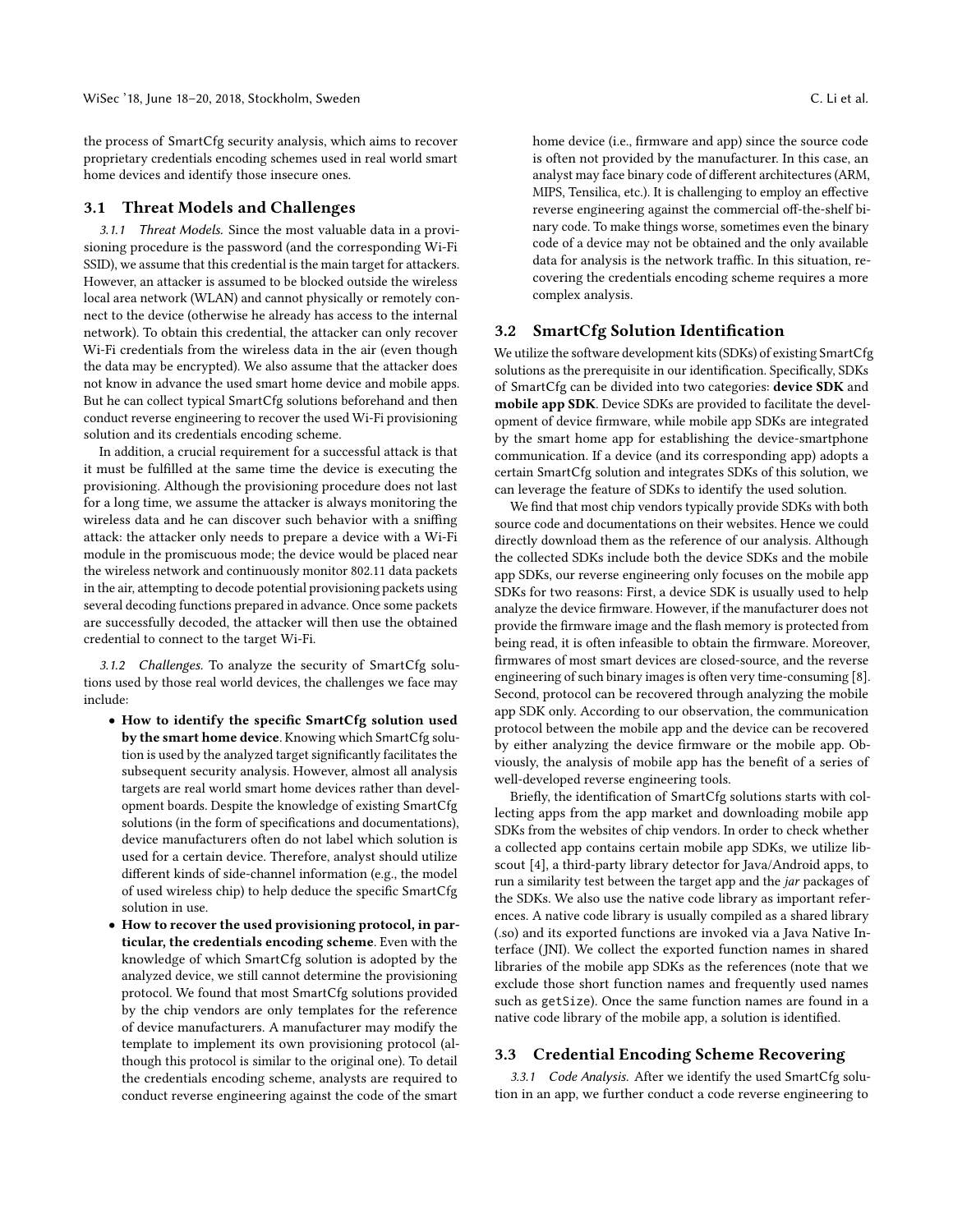the process of SmartCfg security analysis, which aims to recover proprietary credentials encoding schemes used in real world smart home devices and identify those insecure ones.

## 3.1 Threat Models and Challenges

*3.1.1 Threat Models.* Since the most valuable data in a provisioning procedure is the password (and the corresponding Wi-Fi SSID), we assume that this credential is the main target for attackers. However, an attacker is assumed to be blocked outside the wireless local area network (WLAN) and cannot physically or remotely connect to the device (otherwise he already has access to the internal network). To obtain this credential, the attacker can only recover Wi-Fi credentials from the wireless data in the air (even though the data may be encrypted). We also assume that the attacker does not know in advance the used smart home device and mobile apps. But he can collect typical SmartCfg solutions beforehand and then conduct reverse engineering to recover the used Wi-Fi provisioning solution and its credentials encoding scheme.

In addition, a crucial requirement for a successful attack is that it must be fulfilled at the same time the device is executing the provisioning. Although the provisioning procedure does not last for a long time, we assume the attacker is always monitoring the wireless data and he can discover such behavior with a sniffing attack: the attacker only needs to prepare a device with a Wi-Fi module in the promiscuous mode; the device would be placed near the wireless network and continuously monitor 802.11 data packets in the air, attempting to decode potential provisioning packets using several decoding functions prepared in advance. Once some packets are successfully decoded, the attacker will then use the obtained credential to connect to the target Wi-Fi.

*3.1.2 Challenges.* To analyze the security of SmartCfg solutions used by those real world devices, the challenges we face may include:

- **How to identify the specific SmartCfg solution used by the smart home device**. Knowing which SmartCfg solution is used by the analyzed target significantly facilitates the subsequent security analysis. However, almost all analysis targets are real world smart home devices rather than development boards. Despite the knowledge of existing SmartCfg solutions (in the form of specifications and documentations), device manufacturers often do not label which solution is used for a certain device. Therefore, analyst should utilize different kinds of side-channel information (e.g., the model of used wireless chip) to help deduce the specific SmartCfg solution in use.
- **How to recover the used provisioning protocol, in particular, the credentials encoding scheme**. Even with the knowledge of which SmartCfg solution is adopted by the analyzed device, we still cannot determine the provisioning protocol. We found that most SmartCfg solutions provided by the chip vendors are only templates for the reference of device manufacturers. A manufacturer may modify the template to implement its own provisioning protocol (although this protocol is similar to the original one). To detail the credentials encoding scheme, analysts are required to conduct reverse engineering against the code of the smart home device (i.e., firmware and app) since the source code is often not provided by the manufacturer. In this case, an analyst may face binary code of different architectures (ARM, MIPS, Tensilica, etc.). It is challenging to employ an effective reverse engineering against the commercial off-the-shelf binary code. To make things worse, sometimes even the binary code of a device may not be obtained and the only available data for analysis is the network traffic. In this situation, recovering the credentials encoding scheme requires a more complex analysis.

## 3.2 SmartCfg Solution Identification

We utilize the software development kits (SDKs) of existing SmartCfg solutions as the prerequisite in our identification. Specifically, SDKs of SmartCfg can be divided into two categories: **device SDK** and **mobile app SDK**. Device SDKs are provided to facilitate the development of device firmware, while mobile app SDKs are integrated by the smart home app for establishing the device-smartphone communication. If a device (and its corresponding app) adopts a certain SmartCfg solution and integrates SDKs of this solution, we can leverage the feature of SDKs to identify the used solution.

We find that most chip vendors typically provide SDKs with both source code and documentations on their websites. Hence we could directly download them as the reference of our analysis. Although the collected SDKs include both the device SDKs and the mobile app SDKs, our reverse engineering only focuses on the mobile app SDKs for two reasons: First, a device SDK is usually used to help analyze the device firmware. However, if the manufacturer does not provide the firmware image and the flash memory is protected from being read, it is often infeasible to obtain the firmware. Moreover, firmwares of most smart devices are closed-source, and the reverse engineering of such binary images is often very time-consuming [8]. Second, protocol can be recovered through analyzing the mobile app SDK only. According to our observation, the communication protocol between the mobile app and the device can be recovered by either analyzing the device firmware or the mobile app. Obviously, the analysis of mobile app has the benefit of a series of well-developed reverse engineering tools.

Briefly, the identification of SmartCfg solutions starts with collecting apps from the app market and downloading mobile app SDKs from the websites of chip vendors. In order to check whether a collected app contains certain mobile app SDKs, we utilize libscout [4], a third-party library detector for Java/Android apps, to run a similarity test between the target app and the *jar* packages of the SDKs. We also use the native code library as important references. A native code library is usually compiled as a shared library (.so) and its exported functions are invoked via a Java Native Interface (JNI). We collect the exported function names in shared libraries of the mobile app SDKs as the references (note that we exclude those short function names and frequently used names such as getSize). Once the same function names are found in a native code library of the mobile app, a solution is identified.

## 3.3 Credential Encoding Scheme Recovering

*3.3.1 Code Analysis.* After we identify the used SmartCfg solution in an app, we further conduct a code reverse engineering to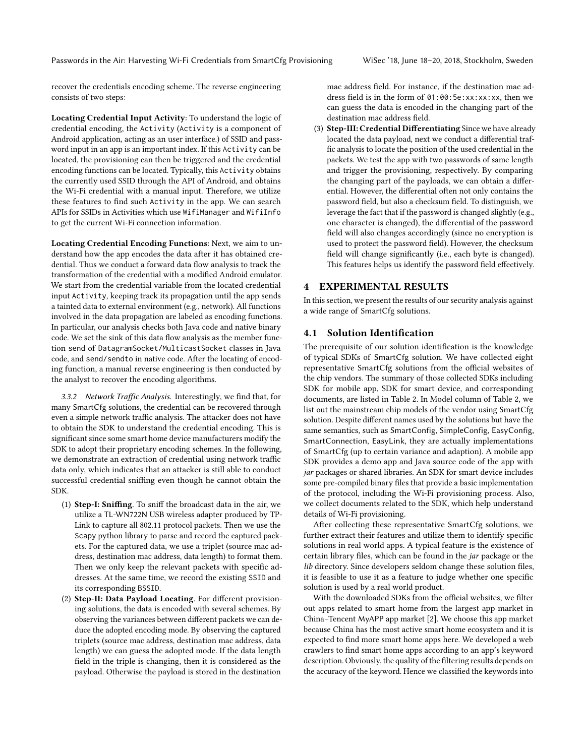recover the credentials encoding scheme. The reverse engineering consists of two steps:

**Locating Credential Input Activity**: To understand the logic of credential encoding, the Activity (Activity is a component of Android application, acting as an user interface.) of SSID and password input in an app is an important index. If this Activity can be located, the provisioning can then be triggered and the credential encoding functions can be located. Typically, this Activity obtains the currently used SSID through the API of Android, and obtains the Wi-Fi credential with a manual input. Therefore, we utilize these features to find such Activity in the app. We can search APIs for SSIDs in Activities which use WifiManager and WifiInfo to get the current Wi-Fi connection information.

**Locating Credential Encoding Functions**: Next, we aim to understand how the app encodes the data after it has obtained credential. Thus we conduct a forward data flow analysis to track the transformation of the credential with a modified Android emulator. We start from the credential variable from the located credential input Activity, keeping track its propagation until the app sends a tainted data to external environment (e.g., network). All functions involved in the data propagation are labeled as encoding functions. In particular, our analysis checks both Java code and native binary code. We set the sink of this data flow analysis as the member function send of DatagramSocket/MulticastSocket classes in Java code, and send/sendto in native code. After the locating of encoding function, a manual reverse engineering is then conducted by the analyst to recover the encoding algorithms.

*3.3.2 Network Traffic Analysis.* Interestingly, we find that, for many SmartCfg solutions, the credential can be recovered through even a simple network traffic analysis. The attacker does not have to obtain the SDK to understand the credential encoding. This is significant since some smart home device manufacturers modify the SDK to adopt their proprietary encoding schemes. In the following, we demonstrate an extraction of credential using network traffic data only, which indicates that an attacker is still able to conduct successful credential sniffing even though he cannot obtain the SDK.

(1) **Step-I: Sniffing**. To sniff the broadcast data in the air, we utilize a TL-WN722N USB wireless adapter produced by TP-Link to capture all 802.11 protocol packets. Then we use the Scapy python library to parse and record the captured packets. For the captured data, we use a triplet (source mac address, destination mac address, data length) to format them. Then we only keep the relevant packets with specific addresses. At the same time, we record the existing SSID and its corresponding BSSID.

(2) **Step-II: Data Payload Locating**. For different provisioning solutions, the data is encoded with several schemes. By observing the variances between different packets we can deduce the adopted encoding mode. By observing the captured triplets (source mac address, destination mac address, data length) we can guess the adopted mode. If the data length field in the triple is changing, then it is considered as the payload. Otherwise the payload is stored in the destination mac address field. For instance, if the destination mac address field is in the form of 01:00:5e:xx:xx:xx, then we can guess the data is encoded in the changing part of the destination mac address field.

(3) **Step-III: Credential Differentiating** Since we have already located the data payload, next we conduct a differential traffic analysis to locate the position of the used credential in the packets. We test the app with two passwords of same length and trigger the provisioning, respectively. By comparing the changing part of the payloads, we can obtain a differential. However, the differential often not only contains the password field, but also a checksum field. To distinguish, we leverage the fact that if the password is changed slightly (e.g., one character is changed), the differential of the password field will also changes accordingly (since no encryption is used to protect the password field). However, the checksum field will change significantly (i.e., each byte is changed). This features helps us identify the password field effectively.

## 4 EXPERIMENTAL RESULTS

In this section, we present the results of our security analysis against a wide range of SmartCfg solutions.

### 4.1 Solution Identification

The prerequisite of our solution identification is the knowledge of typical SDKs of SmartCfg solution. We have collected eight representative SmartCfg solutions from the official websites of the chip vendors. The summary of those collected SDKs including SDK for mobile app, SDK for smart device, and corresponding documents, are listed in Table 2. In Model column of Table 2, we list out the mainstream chip models of the vendor using SmartCfg solution. Despite different names used by the solutions but have the same semantics, such as SmartConfig, SimpleConfig, EasyConfig, SmartConnection, EasyLink, they are actually implementations of SmartCfg (up to certain variance and adaption). A mobile app SDK provides a demo app and Java source code of the app with *jar* packages or shared libraries. An SDK for smart device includes some pre-compiled binary files that provide a basic implementation of the protocol, including the Wi-Fi provisioning process. Also, we collect documents related to the SDK, which help understand details of Wi-Fi provisioning.

After collecting these representative SmartCfg solutions, we further extract their features and utilize them to identify specific solutions in real world apps. A typical feature is the existence of certain library files, which can be found in the *jar* package or the *lib* directory. Since developers seldom change these solution files, it is feasible to use it as a feature to judge whether one specific solution is used by a real world product.

With the downloaded SDKs from the official websites, we filter out apps related to smart home from the largest app market in China–Tencent MyAPP app market [2]. We choose this app market because China has the most active smart home ecosystem and it is expected to find more smart home apps here. We developed a web crawlers to find smart home apps according to an app's keyword description. Obviously, the quality of the filtering results depends on the accuracy of the keyword. Hence we classified the keywords into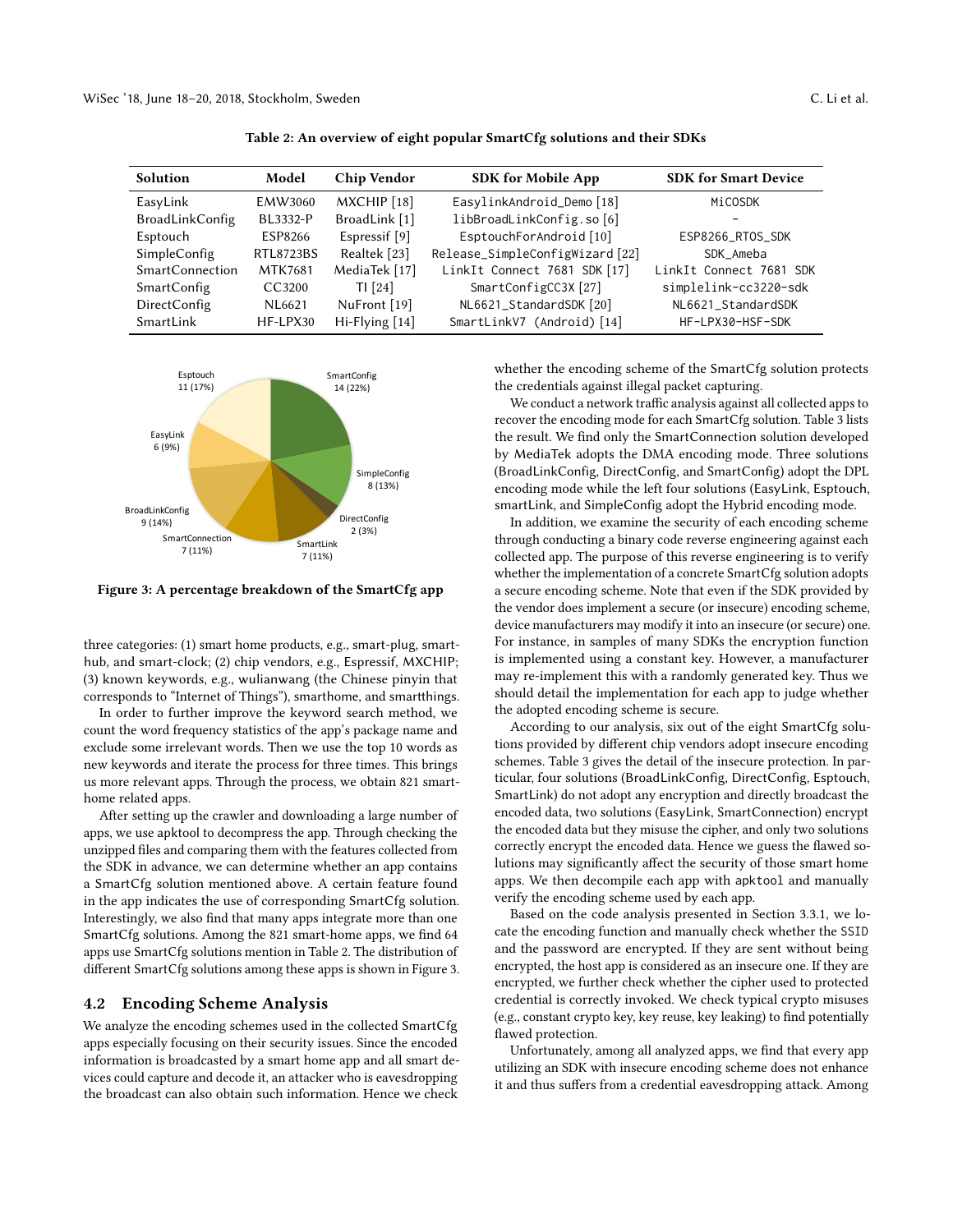Table 2: An overview of eight popular SmartCfg solutions and their SDKs

| Solution | Model | Chip Vendor | SDK for Mobile App | SDK for Smart Device |
|---|---|---|---|---|
| EasyLink | EMW3060 | MXCHIP [18] | EasylinkAndroid_Demo [18] | MiCOSDK |
| BroadLinkConfig | BL3332-P | BroadLink [1] | libBroadLinkConfig.so [6] | - |
| Esptouch | ESP8266 | Espressif [9] | EsptouchForAndroid [10] | ESP8266_RTOS_SDK |
| SimpleConfig | RTL8723BS | Realtek [23] | Release_SimpleConfigWizard [22] | SDK_Ameba |
| SmartConnection | MTK7681 | MediaTek [17] | LinkIt Connect 7681 SDK [17] | LinkIt Connect 7681 SDK |
| SmartConfig | CC3200 | TI [24] | SmartConfigCC3X [27] | simplelink-cc3220-sdk |
| DirectConfig | NL6621 | NuFront [19] | NL6621_StandardSDK [20] | NL6621_StandardSDK |
| SmartLink | HF-LPX30 | Hi-Flying [14] | SmartLinkV7 (Android) [14] | HF-LPX30-HSF-SDK |

Esptouch
11 (17%)

SmartConfig
14 (22%)

EasyLink
6 (9%)

SimpleConfig
8 (13%)

DirectConfig
2 (3%)

BroadLinkConfig
9 (14%)

SmartConnection
7 (11%)

SmartLink
7 (11%)

**Figure 3: A percentage breakdown of the SmartCfg app**

three categories: (1) smart home products, e.g., smart-plug, smart-hub, and smart-clock; (2) chip vendors, e.g., Espressif, MXCHIP; (3) known keywords, e.g., wulianwang (the Chinese pinyin that corresponds to "Internet of Things"), smarthome, and smartthings.

In order to further improve the keyword search method, we count the word frequency statistics of the app's package name and exclude some irrelevant words. Then we use the top 10 words as new keywords and iterate the process for three times. This brings us more relevant apps. Through the process, we obtain 821 smart-home related apps.

After setting up the crawler and downloading a large number of apps, we use apktool to decompress the app. Through checking the unzipped files and comparing them with the features collected from the SDK in advance, we can determine whether an app contains a SmartCfg solution mentioned above. A certain feature found in the app indicates the use of corresponding SmartCfg solution. Interestingly, we also find that many apps integrate more than one SmartCfg solutions. Among the 821 smart-home apps, we find 64 apps use SmartCfg solutions mention in Table 2. The distribution of different SmartCfg solutions among these apps is shown in Figure 3.

## 4.2 Encoding Scheme Analysis

We analyze the encoding schemes used in the collected SmartCfg apps especially focusing on their security issues. Since the encoded information is broadcasted by a smart home app and all smart devices could capture and decode it, an attacker who is eavesdropping the broadcast can also obtain such information. Hence we check whether the encoding scheme of the SmartCfg solution protects the credentials against illegal packet capturing.

We conduct a network traffic analysis against all collected apps to recover the encoding mode for each SmartCfg solution. Table 3 lists the result. We find only the SmartConnection solution developed by MediaTek adopts the DMA encoding mode. Three solutions (BroadLinkConfig, DirectConfig, and SmartConfig) adopt the DPL encoding mode while the left four solutions (EasyLink, Esptouch, smartLink, and SimpleConfig adopt the Hybrid encoding mode.

In addition, we examine the security of each encoding scheme through conducting a binary code reverse engineering against each collected app. The purpose of this reverse engineering is to verify whether the implementation of a concrete SmartCfg solution adopts a secure encoding scheme. Note that even if the SDK provided by the vendor does implement a secure (or insecure) encoding scheme, device manufacturers may modify it into an insecure (or secure) one. For instance, in samples of many SDKs the encryption function is implemented using a constant key. However, a manufacturer may re-implement this with a randomly generated key. Thus we should detail the implementation for each app to judge whether the adopted encoding scheme is secure.

According to our analysis, six out of the eight SmartCfg solutions provided by different chip vendors adopt insecure encoding schemes. Table 3 gives the detail of the insecure protection. In particular, four solutions (BroadLinkConfig, DirectConfig, Esptouch, SmartLink) do not adopt any encryption and directly broadcast the encoded data, two solutions (EasyLink, SmartConnection) encrypt the encoded data but they misuse the cipher, and only two solutions correctly encrypt the encoded data. Hence we guess the flawed solutions may significantly affect the security of those smart home apps. We then decompile each app with apktool and manually verify the encoding scheme used by each app.

Based on the code analysis presented in Section 3.3.1, we locate the encoding function and manually check whether the SSID and the password are encrypted. If they are sent without being encrypted, the host app is considered as an insecure one. If they are encrypted, we further check whether the cipher used to protected credential is correctly invoked. We check typical crypto misuses (e.g., constant crypto key, key reuse, key leaking) to find potentially flawed protection.

Unfortunately, among all analyzed apps, we find that every app utilizing an SDK with insecure encoding scheme does not enhance it and thus suffers from a credential eavesdropping attack. Among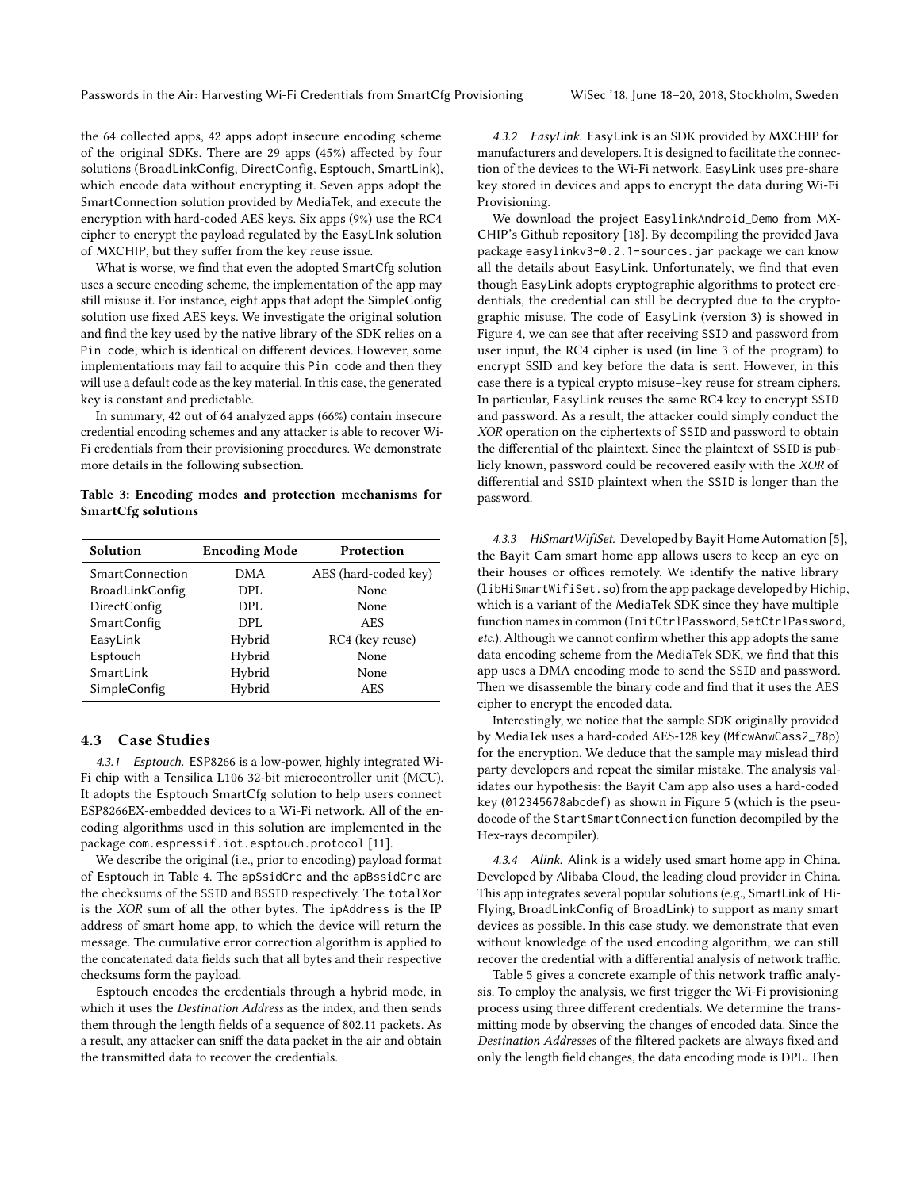the 64 collected apps, 42 apps adopt insecure encoding scheme of the original SDKs. There are 29 apps (45%) affected by four solutions (BroadLinkConfig, DirectConfig, Esptouch, SmartLink), which encode data without encrypting it. Seven apps adopt the SmartConnection solution provided by MediaTek, and execute the encryption with hard-coded AES keys. Six apps (9%) use the RC4 cipher to encrypt the payload regulated by the EasyLInk solution of MXCHIP, but they suffer from the key reuse issue.

What is worse, we find that even the adopted SmartCfg solution uses a secure encoding scheme, the implementation of the app may still misuse it. For instance, eight apps that adopt the SimpleConfig solution use fixed AES keys. We investigate the original solution and find the key used by the native library of the SDK relies on a `Pin code`, which is identical on different devices. However, some implementations may fail to acquire this `Pin code` and then they will use a default code as the key material. In this case, the generated key is constant and predictable.

In summary, 42 out of 64 analyzed apps (66%) contain insecure credential encoding schemes and any attacker is able to recover Wi-Fi credentials from their provisioning procedures. We demonstrate more details in the following subsection.

**Table 3: Encoding modes and protection mechanisms for SmartCfg solutions**

| Solution | Encoding Mode | Protection |
|---|---|---|
| SmartConnection | DMA | AES (hard-coded key) |
| BroadLinkConfig | DPL | None |
| DirectConfig | DPL | None |
| SmartConfig | DPL | AES |
| EasyLink | Hybrid | RC4 (key reuse) |
| Esptouch | Hybrid | None |
| SmartLink | Hybrid | None |
| SimpleConfig | Hybrid | AES |

## 4.3 Case Studies

*4.3.1 Esptouch.* ESP8266 is a low-power, highly integrated Wi-Fi chip with a Tensilica L106 32-bit microcontroller unit (MCU). It adopts the Esptouch SmartCfg solution to help users connect ESP8266EX-embedded devices to a Wi-Fi network. All of the encoding algorithms used in this solution are implemented in the package `com.espressif.iot.esptouch.protocol` [11].

We describe the original (i.e., prior to encoding) payload format of Esptouch in Table 4. The `apSsidCrc` and the `apBssidCrc` are the checksums of the `SSID` and `BSSID` respectively. The `totalXor` is the *XOR* sum of all the other bytes. The `ipAddress` is the IP address of smart home app, to which the device will return the message. The cumulative error correction algorithm is applied to the concatenated data fields such that all bytes and their respective checksums form the payload.

Esptouch encodes the credentials through a hybrid mode, in which it uses the *Destination Address* as the index, and then sends them through the length fields of a sequence of 802.11 packets. As a result, any attacker can sniff the data packet in the air and obtain the transmitted data to recover the credentials.

*4.3.2 EasyLink.* EasyLink is an SDK provided by MXCHIP for manufacturers and developers. It is designed to facilitate the connection of the devices to the Wi-Fi network. EasyLink uses pre-share key stored in devices and apps to encrypt the data during Wi-Fi Provisioning.

We download the project `EasylinkAndroid_Demo` from MXCHIP's Github repository [18]. By decompiling the provided Java package `easylinkv3-0.2.1-sources.jar` package we can know all the details about EasyLink. Unfortunately, we find that even though EasyLink adopts cryptographic algorithms to protect credentials, the credential can still be decrypted due to the cryptographic misuse. The code of EasyLink (version 3) is showed in Figure 4, we can see that after receiving `SSID` and password from user input, the RC4 cipher is used (in line 3 of the program) to encrypt SSID and key before the data is sent. However, in this case there is a typical crypto misuse–key reuse for stream ciphers. In particular, EasyLink reuses the same RC4 key to encrypt `SSID` and password. As a result, the attacker could simply conduct the *XOR* operation on the ciphertexts of `SSID` and password to obtain the differential of the plaintext. Since the plaintext of `SSID` is publicly known, password could be recovered easily with the *XOR* of differential and `SSID` plaintext when the `SSID` is longer than the password.

*4.3.3 HiSmartWifiSet.* Developed by Bayit Home Automation [5], the Bayit Cam smart home app allows users to keep an eye on their houses or offices remotely. We identify the native library (`libHiSmartWifiSet.so`) from the app package developed by Hichip, which is a variant of the MediaTek SDK since they have multiple function names in common (`InitCtrlPassword`, `SetCtrlPassword`, *etc.*). Although we cannot confirm whether this app adopts the same data encoding scheme from the MediaTek SDK, we find that this app uses a DMA encoding mode to send the `SSID` and password. Then we disassemble the binary code and find that it uses the AES cipher to encrypt the encoded data.

Interestingly, we notice that the sample SDK originally provided by MediaTek uses a hard-coded AES-128 key (`MfcwAnwCass2_78p`) for the encryption. We deduce that the sample may mislead third party developers and repeat the similar mistake. The analysis validates our hypothesis: the Bayit Cam app also uses a hard-coded key (`012345678abcdef`) as shown in Figure 5 (which is the pseudocode of the `StartSmartConnection` function decompiled by the Hex-rays decompiler).

*4.3.4 Alink.* Alink is a widely used smart home app in China. Developed by Alibaba Cloud, the leading cloud provider in China. This app integrates several popular solutions (e.g., SmartLink of Hi-Flying, BroadLinkConfig of BroadLink) to support as many smart devices as possible. In this case study, we demonstrate that even without knowledge of the used encoding algorithm, we can still recover the credential with a differential analysis of network traffic.

Table 5 gives a concrete example of this network traffic analysis. To employ the analysis, we first trigger the Wi-Fi provisioning process using three different credentials. We determine the transmitting mode by observing the changes of encoded data. Since the *Destination Addresses* of the filtered packets are always fixed and only the length field changes, the data encoding mode is DPL. Then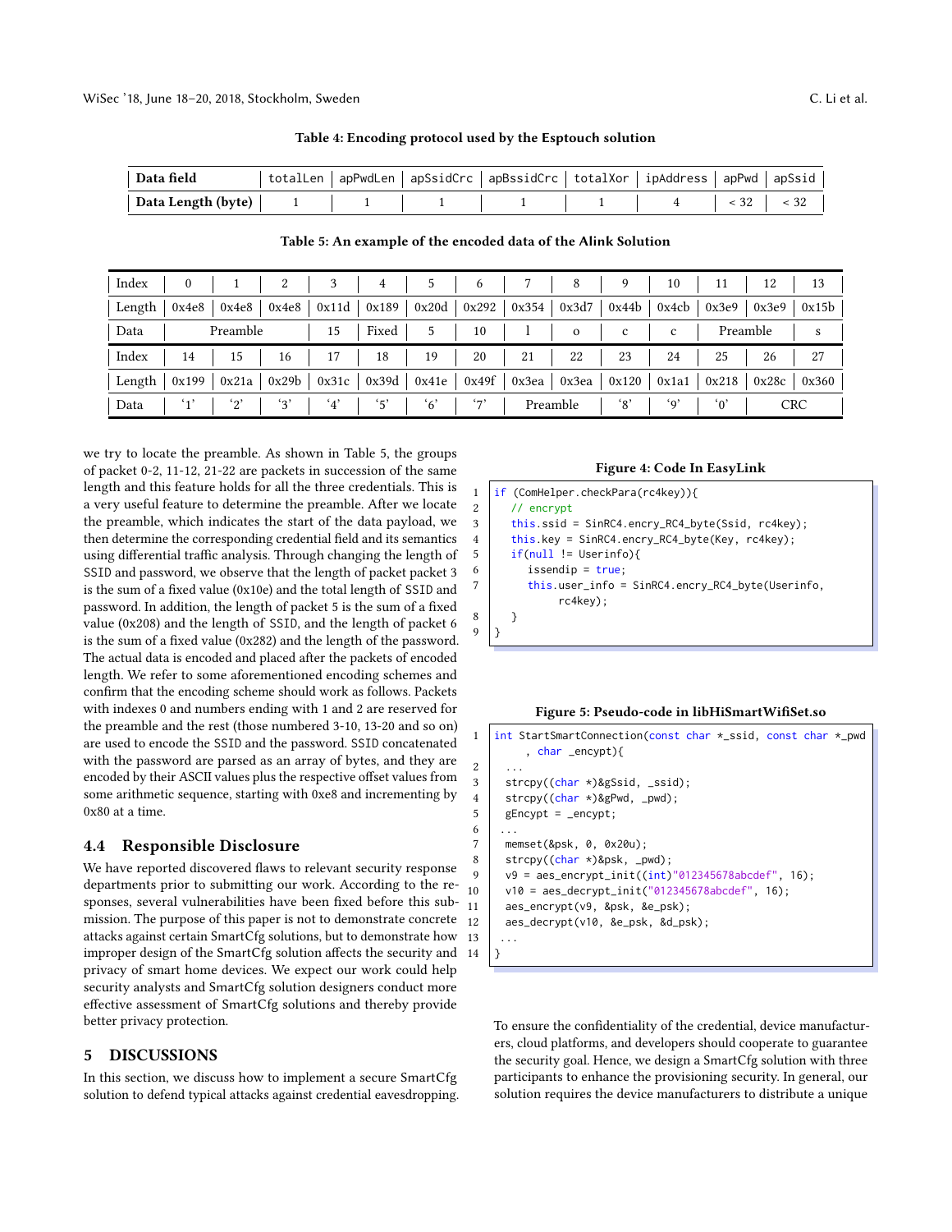Table 4: Encoding protocol used by the Esptouch solution

| Data field | totalLen | apPwdLen | apSsidCrc | apBssidCrc | totalXor | ipAddress | apPwd | apSsid |
|---|---|---|---|---|---|---|---|---|
| Data Length (byte) | 1 | 1 | 1 | 1 | 1 | 4 | < 32 | < 32 |

Table 5: An example of the encoded data of the Alink Solution

| Index | 0 | 1 | 2 | 3 | 4 | 5 | 6 | 7 | 8 | 9 | 10 | 11 | 12 | 13 |
|---|---|---|---|---|---|---|---|---|---|---|---|---|---|---|
| Length | 0x4e8 | 0x4e8 | 0x4e8 | 0x11d | 0x189 | 0x20d | 0x292 | 0x354 | 0x3d7 | 0x44b | 0x4cb | 0x3e9 | 0x3e9 | 0x15b |
| Data | Preamble | | | 15 | Fixed | 5 | 10 | l | o | c | c | Preamble | | s |
| Index | 14 | 15 | 16 | 17 | 18 | 19 | 20 | 21 | 22 | 23 | 24 | 25 | 26 | 27 |
| Length | 0x199 | 0x21a | 0x29b | 0x31c | 0x39d | 0x41e | 0x49f | 0x3ea | 0x3ea | 0x120 | 0x1a1 | 0x218 | 0x28c | 0x360 |
| Data | '1' | '2' | '3' | '4' | '5' | '6' | '7' | Preamble | | '8' | '9' | '0' | CRC | |

we try to locate the preamble. As shown in Table 5, the groups of packet 0-2, 11-12, 21-22 are packets in succession of the same length and this feature holds for all the three credentials. This is a very useful feature to determine the preamble. After we locate the preamble, which indicates the start of the data payload, we then determine the corresponding credential field and its semantics using differential traffic analysis. Through changing the length of SSID and password, we observe that the length of packet packet 3 is the sum of a fixed value (0x10e) and the total length of SSID and password. In addition, the length of packet 5 is the sum of a fixed value (0x208) and the length of SSID, and the length of packet 6 is the sum of a fixed value (0x282) and the length of the password. The actual data is encoded and placed after the packets of encoded length. We refer to some aforementioned encoding schemes and confirm that the encoding scheme should work as follows. Packets with indexes 0 and numbers ending with 1 and 2 are reserved for the preamble and the rest (those numbered 3-10, 13-20 and so on) are used to encode the SSID and the password. SSID concatenated with the password are parsed as an array of bytes, and they are encoded by their ASCII values plus the respective offset values from some arithmetic sequence, starting with 0xe8 and incrementing by 0x80 at a time.

## 4.4 Responsible Disclosure

We have reported discovered flaws to relevant security response departments prior to submitting our work. According to the responses, several vulnerabilities have been fixed before this submission. The purpose of this paper is not to demonstrate concrete attacks against certain SmartCfg solutions, but to demonstrate how improper design of the SmartCfg solution affects the security and privacy of smart home devices. We expect our work could help security analysts and SmartCfg solution designers conduct more effective assessment of SmartCfg solutions and thereby provide better privacy protection.

# 5 DISCUSSIONS

In this section, we discuss how to implement a secure SmartCfg solution to defend typical attacks against credential eavesdropping.

Figure 4: Code In EasyLink

```
1  if (ComHelper.checkPara(rc4key)){
2    // encrypt
3    this.ssid = SinRC4.encry_RC4_byte(Ssid, rc4key);
4    this.key = SinRC4.encry_RC4_byte(Key, rc4key);
5    if(null != Userinfo){
6      issendip = true;
7      this.user_info = SinRC4.encry_RC4_byte(Userinfo,
           rc4key);
8    }
9  }
```

Figure 5: Pseudo-code in libHiSmartWifiSet.so

```
1  int StartSmartConnection(const char *_ssid, const char *_pwd
       , char _encypt){
2   ...
3   strcpy((char *)&gSsid, _ssid);
4   strcpy((char *)&gPwd, _pwd);
5   gEncypt = _encypt;
6   ...
7   memset(&psk, 0, 0x20u);
8   strcpy((char *)&psk, _pwd);
9   v9 = aes_encrypt_init((int)"012345678abcdef", 16);
10  v10 = aes_decrypt_init("012345678abcdef", 16);
11  aes_encrypt(v9, &psk, &e_psk);
12  aes_decrypt(v10, &e_psk, &d_psk);
13  ...
14 }
```

To ensure the confidentiality of the credential, device manufacturers, cloud platforms, and developers should cooperate to guarantee the security goal. Hence, we design a SmartCfg solution with three participants to enhance the provisioning security. In general, our solution requires the device manufacturers to distribute a unique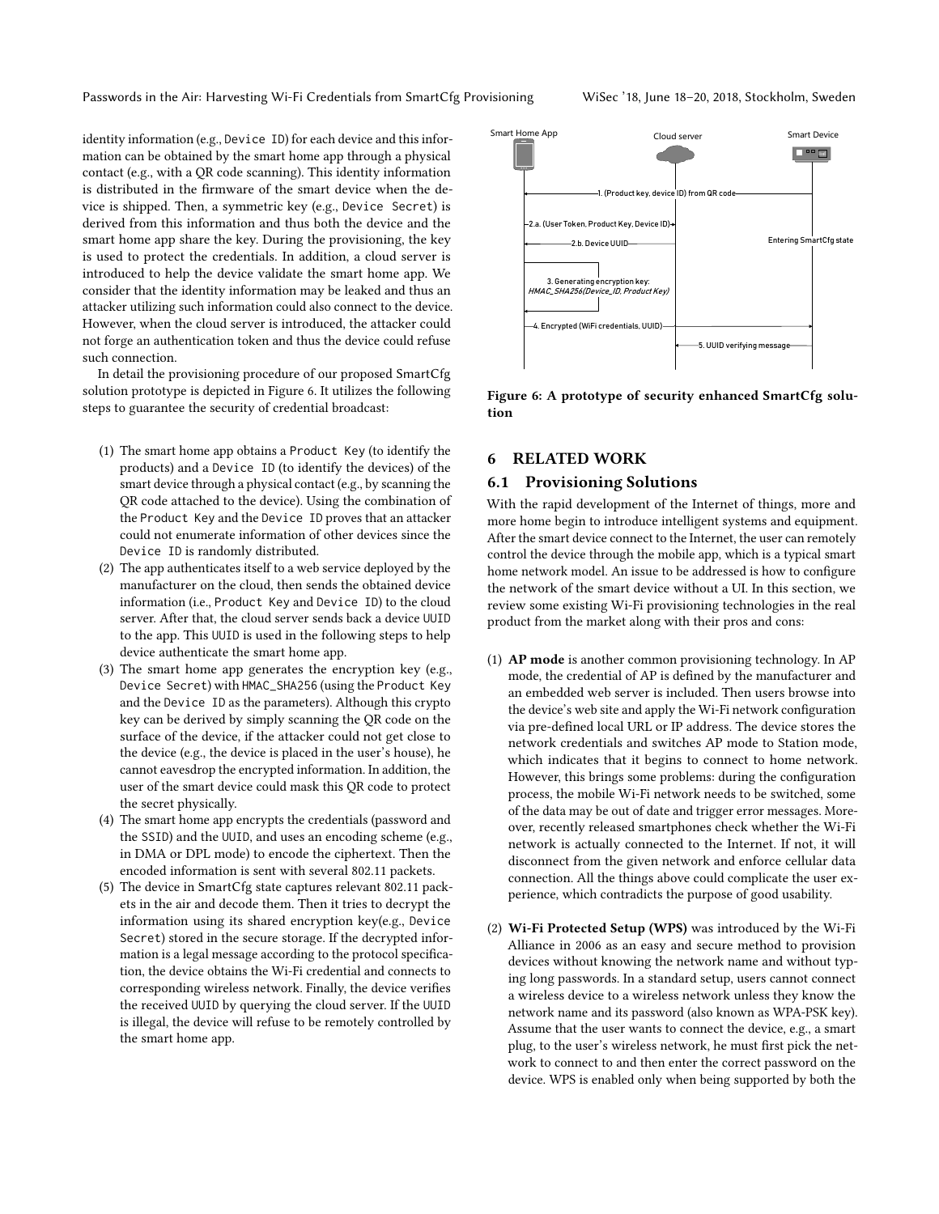identity information (e.g., Device ID) for each device and this information can be obtained by the smart home app through a physical contact (e.g., with a QR code scanning). This identity information is distributed in the firmware of the smart device when the device is shipped. Then, a symmetric key (e.g., Device Secret) is derived from this information and thus both the device and the smart home app share the key. During the provisioning, the key is used to protect the credentials. In addition, a cloud server is introduced to help the device validate the smart home app. We consider that the identity information may be leaked and thus an attacker utilizing such information could also connect to the device. However, when the cloud server is introduced, the attacker could not forge an authentication token and thus the device could refuse such connection.

In detail the provisioning procedure of our proposed SmartCfg solution prototype is depicted in Figure 6. It utilizes the following steps to guarantee the security of credential broadcast:

(1) The smart home app obtains a Product Key (to identify the products) and a Device ID (to identify the devices) of the smart device through a physical contact (e.g., by scanning the QR code attached to the device). Using the combination of the Product Key and the Device ID proves that an attacker could not enumerate information of other devices since the Device ID is randomly distributed.
(2) The app authenticates itself to a web service deployed by the manufacturer on the cloud, then sends the obtained device information (i.e., Product Key and Device ID) to the cloud server. After that, the cloud server sends back a device UUID to the app. This UUID is used in the following steps to help device authenticate the smart home app.
(3) The smart home app generates the encryption key (e.g., Device Secret) with HMAC_SHA256 (using the Product Key and the Device ID as the parameters). Although this crypto key can be derived by simply scanning the QR code on the surface of the device, if the attacker could not get close to the device (e.g., the device is placed in the user's house), he cannot eavesdrop the encrypted information. In addition, the user of the smart device could mask this QR code to protect the secret physically.
(4) The smart home app encrypts the credentials (password and the SSID) and the UUID, and uses an encoding scheme (e.g., in DMA or DPL mode) to encode the ciphertext. Then the encoded information is sent with several 802.11 packets.
(5) The device in SmartCfg state captures relevant 802.11 packets in the air and decode them. Then it tries to decrypt the information using its shared encryption key(e.g., Device Secret) stored in the secure storage. If the decrypted information is a legal message according to the protocol specification, the device obtains the Wi-Fi credential and connects to corresponding wireless network. Finally, the device verifies the received UUID by querying the cloud server. If the UUID is illegal, the device will refuse to be remotely controlled by the smart home app.

Smart Home App
Cloud server
Smart Device
1. (Product key, device ID) from QR code
2.a. (User Token, Product Key, Device ID)
2.b. Device UUID
Entering SmartCfg state
3. Generating encryption key:
*HMAC_SHA256(Device_ID, Product Key)*
4. Encrypted (WiFi credentials, UUID)
5. UUID verifying message

**Figure 6: A prototype of security enhanced SmartCfg solution**

## 6 RELATED WORK

### 6.1 Provisioning Solutions

With the rapid development of the Internet of things, more and more home begin to introduce intelligent systems and equipment. After the smart device connect to the Internet, the user can remotely control the device through the mobile app, which is a typical smart home network model. An issue to be addressed is how to configure the network of the smart device without a UI. In this section, we review some existing Wi-Fi provisioning technologies in the real product from the market along with their pros and cons:

(1) **AP mode** is another common provisioning technology. In AP mode, the credential of AP is defined by the manufacturer and an embedded web server is included. Then users browse into the device's web site and apply the Wi-Fi network configuration via pre-defined local URL or IP address. The device stores the network credentials and switches AP mode to Station mode, which indicates that it begins to connect to home network. However, this brings some problems: during the configuration process, the mobile Wi-Fi network needs to be switched, some of the data may be out of date and trigger error messages. Moreover, recently released smartphones check whether the Wi-Fi network is actually connected to the Internet. If not, it will disconnect from the given network and enforce cellular data connection. All the things above could complicate the user experience, which contradicts the purpose of good usability.

(2) **Wi-Fi Protected Setup (WPS)** was introduced by the Wi-Fi Alliance in 2006 as an easy and secure method to provision devices without knowing the network name and without typing long passwords. In a standard setup, users cannot connect a wireless device to a wireless network unless they know the network name and its password (also known as WPA-PSK key). Assume that the user wants to connect the device, e.g., a smart plug, to the user's wireless network, he must first pick the network to connect to and then enter the correct password on the device. WPS is enabled only when being supported by both the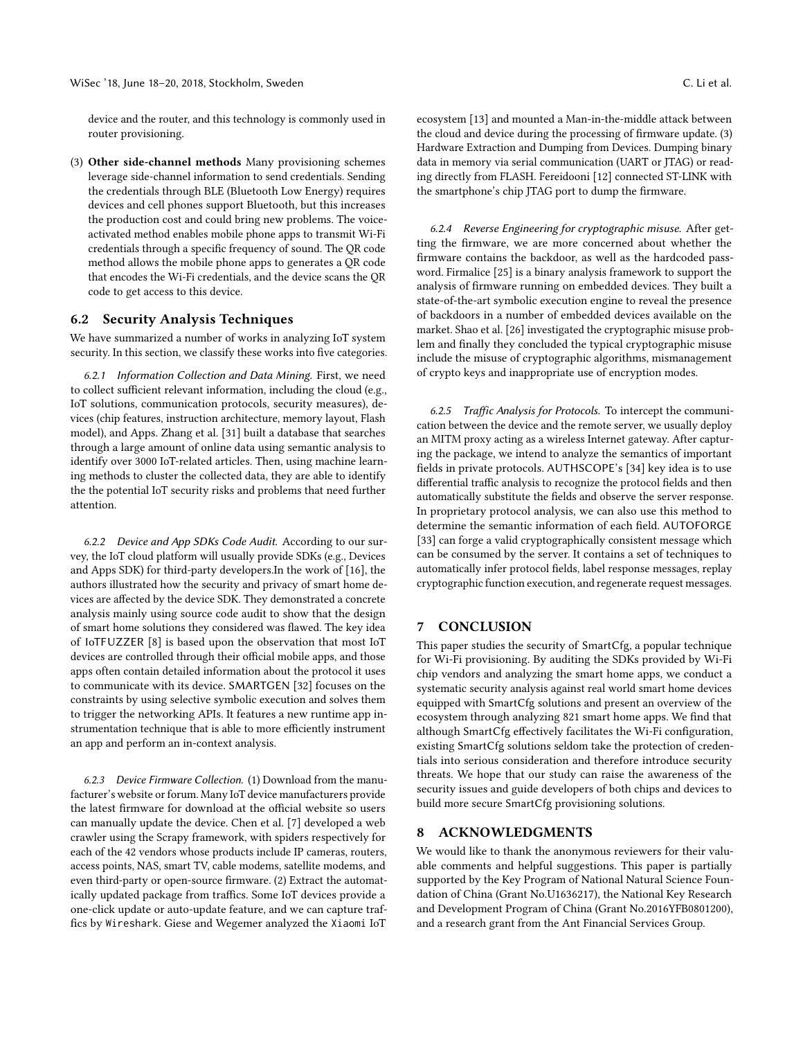device and the router, and this technology is commonly used in router provisioning.

(3) **Other side-channel methods** Many provisioning schemes leverage side-channel information to send credentials. Sending the credentials through BLE (Bluetooth Low Energy) requires devices and cell phones support Bluetooth, but this increases the production cost and could bring new problems. The voice-activated method enables mobile phone apps to transmit Wi-Fi credentials through a specific frequency of sound. The QR code method allows the mobile phone apps to generates a QR code that encodes the Wi-Fi credentials, and the device scans the QR code to get access to this device.

## 6.2 Security Analysis Techniques

We have summarized a number of works in analyzing IoT system security. In this section, we classify these works into five categories.

*6.2.1 Information Collection and Data Mining.* First, we need to collect sufficient relevant information, including the cloud (e.g., IoT solutions, communication protocols, security measures), devices (chip features, instruction architecture, memory layout, Flash model), and Apps. Zhang et al. [31] built a database that searches through a large amount of online data using semantic analysis to identify over 3000 IoT-related articles. Then, using machine learning methods to cluster the collected data, they are able to identify the the potential IoT security risks and problems that need further attention.

*6.2.2 Device and App SDKs Code Audit.* According to our survey, the IoT cloud platform will usually provide SDKs (e.g., Devices and Apps SDK) for third-party developers.In the work of [16], the authors illustrated how the security and privacy of smart home devices are affected by the device SDK. They demonstrated a concrete analysis mainly using source code audit to show that the design of smart home solutions they considered was flawed. The key idea of IoTFUZZER [8] is based upon the observation that most IoT devices are controlled through their official mobile apps, and those apps often contain detailed information about the protocol it uses to communicate with its device. SMARTGEN [32] focuses on the constraints by using selective symbolic execution and solves them to trigger the networking APIs. It features a new runtime app instrumentation technique that is able to more efficiently instrument an app and perform an in-context analysis.

*6.2.3 Device Firmware Collection.* (1) Download from the manufacturer's website or forum. Many IoT device manufacturers provide the latest firmware for download at the official website so users can manually update the device. Chen et al. [7] developed a web crawler using the Scrapy framework, with spiders respectively for each of the 42 vendors whose products include IP cameras, routers, access points, NAS, smart TV, cable modems, satellite modems, and even third-party or open-source firmware. (2) Extract the automatically updated package from traffics. Some IoT devices provide a one-click update or auto-update feature, and we can capture traffics by `Wireshark`. Giese and Wegemer analyzed the `Xiaomi` IoT ecosystem [13] and mounted a Man-in-the-middle attack between the cloud and device during the processing of firmware update. (3) Hardware Extraction and Dumping from Devices. Dumping binary data in memory via serial communication (UART or JTAG) or reading directly from FLASH. Fereidooni [12] connected ST-LINK with the smartphone's chip JTAG port to dump the firmware.

*6.2.4 Reverse Engineering for cryptographic misuse.* After getting the firmware, we are more concerned about whether the firmware contains the backdoor, as well as the hardcoded password. Firmalice [25] is a binary analysis framework to support the analysis of firmware running on embedded devices. They built a state-of-the-art symbolic execution engine to reveal the presence of backdoors in a number of embedded devices available on the market. Shao et al. [26] investigated the cryptographic misuse problem and finally they concluded the typical cryptographic misuse include the misuse of cryptographic algorithms, mismanagement of crypto keys and inappropriate use of encryption modes.

*6.2.5 Traffic Analysis for Protocols.* To intercept the communication between the device and the remote server, we usually deploy an MITM proxy acting as a wireless Internet gateway. After capturing the package, we intend to analyze the semantics of important fields in private protocols. AUTHSCOPE's [34] key idea is to use differential traffic analysis to recognize the protocol fields and then automatically substitute the fields and observe the server response. In proprietary protocol analysis, we can also use this method to determine the semantic information of each field. AUTOFORGE [33] can forge a valid cryptographically consistent message which can be consumed by the server. It contains a set of techniques to automatically infer protocol fields, label response messages, replay cryptographic function execution, and regenerate request messages.

# 7 CONCLUSION

This paper studies the security of SmartCfg, a popular technique for Wi-Fi provisioning. By auditing the SDKs provided by Wi-Fi chip vendors and analyzing the smart home apps, we conduct a systematic security analysis against real world smart home devices equipped with SmartCfg solutions and present an overview of the ecosystem through analyzing 821 smart home apps. We find that although SmartCfg effectively facilitates the Wi-Fi configuration, existing SmartCfg solutions seldom take the protection of credentials into serious consideration and therefore introduce security threats. We hope that our study can raise the awareness of the security issues and guide developers of both chips and devices to build more secure SmartCfg provisioning solutions.

# 8 ACKNOWLEDGMENTS

We would like to thank the anonymous reviewers for their valuable comments and helpful suggestions. This paper is partially supported by the Key Program of National Natural Science Foundation of China (Grant No.U1636217), the National Key Research and Development Program of China (Grant No.2016YFB0801200), and a research grant from the Ant Financial Services Group.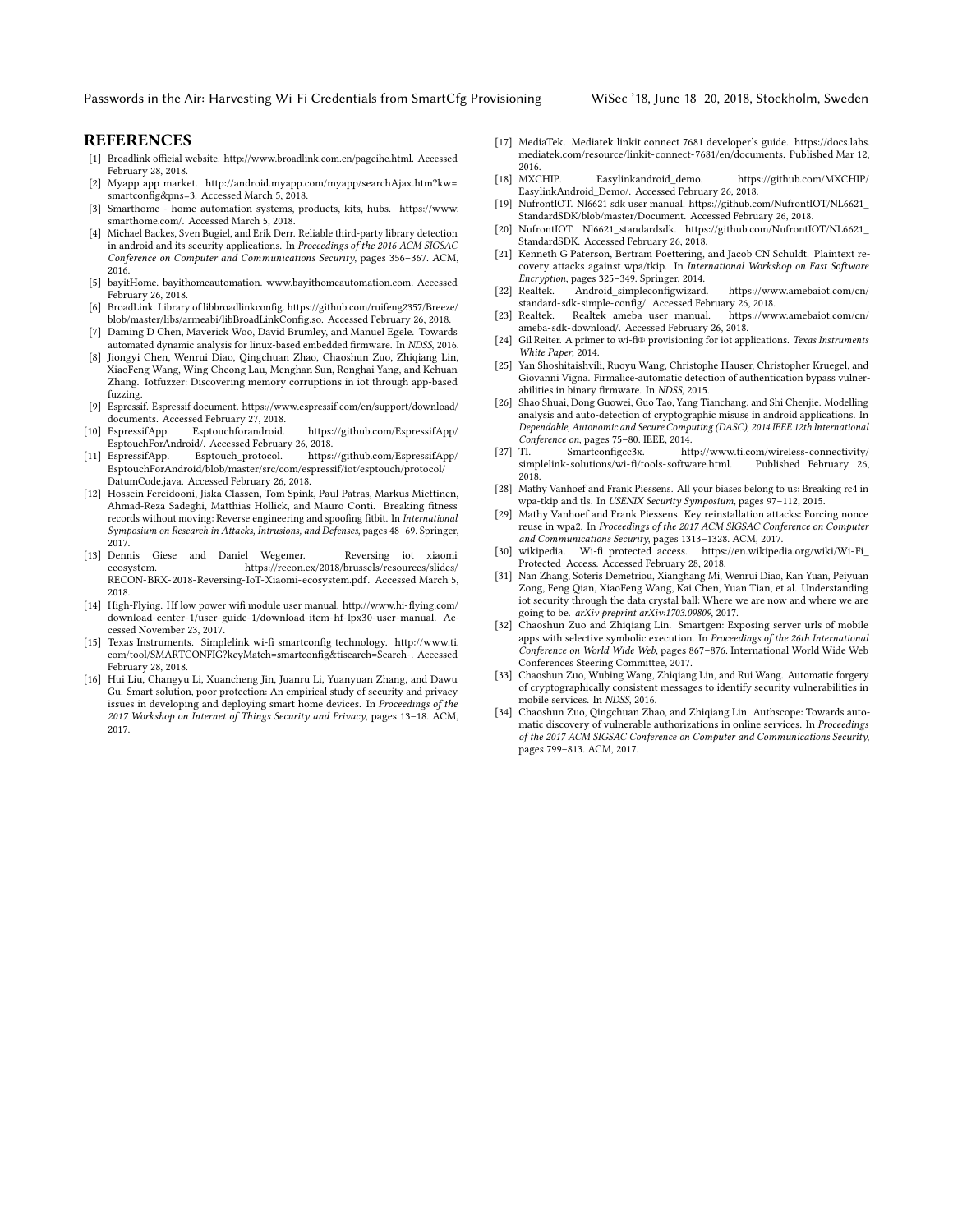# REFERENCES

[1] Broadlink official website. http://www.broadlink.com.cn/pageihc.html. Accessed February 28, 2018.

[2] Myapp app market. http://android.myapp.com/myapp/searchAjax.htm?kw=smartconfig&pns=3. Accessed March 5, 2018.

[3] Smarthome - home automation systems, products, kits, hubs. https://www.smarthome.com/. Accessed March 5, 2018.

[4] Michael Backes, Sven Bugiel, and Erik Derr. Reliable third-party library detection in android and its security applications. In *Proceedings of the 2016 ACM SIGSAC Conference on Computer and Communications Security*, pages 356–367. ACM, 2016.

[5] bayitHome. bayithomeautomation. www.bayithomeautomation.com. Accessed February 26, 2018.

[6] BroadLink. Library of libbroadlinkconfig. https://github.com/ruifeng2357/Breeze/blob/master/libs/armeabi/libBroadLinkConfig.so. Accessed February 26, 2018.

[7] Daming D Chen, Maverick Woo, David Brumley, and Manuel Egele. Towards automated dynamic analysis for linux-based embedded firmware. In *NDSS*, 2016.

[8] Jiongyi Chen, Wenrui Diao, Qingchuan Zhao, Chaoshun Zuo, Zhiqiang Lin, XiaoFeng Wang, Wing Cheong Lau, Menghan Sun, Ronghai Yang, and Kehuan Zhang. Iotfuzzer: Discovering memory corruptions in iot through app-based fuzzing.

[9] Espressif. Espressif document. https://www.espressif.com/en/support/download/documents. Accessed February 27, 2018.

[10] EspressifApp. Esptouchforandroid. https://github.com/EspressifApp/EsptouchForAndroid/. Accessed February 26, 2018.

[11] EspressifApp. Esptouch_protocol. https://github.com/EspressifApp/EsptouchForAndroid/blob/master/src/com/espressif/iot/esptouch/protocol/DatumCode.java. Accessed February 26, 2018.

[12] Hossein Fereidooni, Jiska Classen, Tom Spink, Paul Patras, Markus Miettinen, Ahmad-Reza Sadeghi, Matthias Hollick, and Mauro Conti. Breaking fitness records without moving: Reverse engineering and spoofing fitbit. In *International Symposium on Research in Attacks, Intrusions, and Defenses*, pages 48–69. Springer, 2017.

[13] Dennis Giese and Daniel Wegemer. Reversing iot xiaomi ecosystem. https://recon.cx/2018/brussels/resources/slides/RECON-BRX-2018-Reversing-IoT-Xiaomi-ecosystem.pdf. Accessed March 5, 2018.

[14] High-Flying. Hf low power wifi module user manual. http://www.hi-flying.com/download-center-1/user-guide-1/download-item-hf-lpx30-user-manual. Accessed November 23, 2017.

[15] Texas Instruments. Simplelink wi-fi smartconfig technology. http://www.ti.com/tool/SMARTCONFIG?keyMatch=smartconfig&tisearch=Search-. Accessed February 28, 2018.

[16] Hui Liu, Changyu Li, Xuancheng Jin, Juanru Li, Yuanyuan Zhang, and Dawu Gu. Smart solution, poor protection: An empirical study of security and privacy issues in developing and deploying smart home devices. In *Proceedings of the 2017 Workshop on Internet of Things Security and Privacy*, pages 13–18. ACM, 2017.

[17] MediaTek. Mediatek linkit connect 7681 developer's guide. https://docs.labs.mediatek.com/resource/linkit-connect-7681/en/documents. Published Mar 12, 2016.

[18] MXCHIP. Easylinkandroid_demo. https://github.com/MXCHIP/EasylinkAndroid_Demo/. Accessed February 26, 2018.

[19] NufrontIOT. Nl6621 sdk user manual. https://github.com/NufrontIOT/NL6621_StandardSDK/blob/master/Document. Accessed February 26, 2018.

[20] NufrontIOT. Nl6621_standardsdk. https://github.com/NufrontIOT/NL6621_StandardSDK. Accessed February 26, 2018.

[21] Kenneth G Paterson, Bertram Poettering, and Jacob CN Schuldt. Plaintext recovery attacks against wpa/tkip. In *International Workshop on Fast Software Encryption*, pages 325–349. Springer, 2014.

[22] Realtek. Android_simpleconfigwizard. https://www.amebaiot.com/cn/standard-sdk-simple-config/. Accessed February 26, 2018.

[23] Realtek. Realtek ameba user manual. https://www.amebaiot.com/cn/ameba-sdk-download/. Accessed February 26, 2018.

[24] Gil Reiter. A primer to wi-fi® provisioning for iot applications. *Texas Instruments White Paper*, 2014.

[25] Yan Shoshitaishvili, Ruoyu Wang, Christophe Hauser, Christopher Kruegel, and Giovanni Vigna. Firmalice-automatic detection of authentication bypass vulnerabilities in binary firmware. In *NDSS*, 2015.

[26] Shao Shuai, Dong Guowei, Guo Tao, Yang Tianchang, and Shi Chenjie. Modelling analysis and auto-detection of cryptographic misuse in android applications. In *Dependable, Autonomic and Secure Computing (DASC), 2014 IEEE 12th International Conference on*, pages 75–80. IEEE, 2014.

[27] TI. Smartconfigcc3x. http://www.ti.com/wireless-connectivity/simplelink-solutions/wi-fi/tools-software.html. Published February 26, 2018.

[28] Mathy Vanhoef and Frank Piessens. All your biases belong to us: Breaking rc4 in wpa-tkip and tls. In *USENIX Security Symposium*, pages 97–112, 2015.

[29] Mathy Vanhoef and Frank Piessens. Key reinstallation attacks: Forcing nonce reuse in wpa2. In *Proceedings of the 2017 ACM SIGSAC Conference on Computer and Communications Security*, pages 1313–1328. ACM, 2017.

[30] wikipedia. Wi-fi protected access. https://en.wikipedia.org/wiki/Wi-Fi_Protected_Access. Accessed February 28, 2018.

[31] Nan Zhang, Soteris Demetriou, Xianghang Mi, Wenrui Diao, Kan Yuan, Peiyuan Zong, Feng Qian, XiaoFeng Wang, Kai Chen, Yuan Tian, et al. Understanding iot security through the data crystal ball: Where we are now and where we are going to be. *arXiv preprint arXiv:1703.09809*, 2017.

[32] Chaoshun Zuo and Zhiqiang Lin. Smartgen: Exposing server urls of mobile apps with selective symbolic execution. In *Proceedings of the 26th International Conference on World Wide Web*, pages 867–876. International World Wide Web Conferences Steering Committee, 2017.

[33] Chaoshun Zuo, Wubing Wang, Zhiqiang Lin, and Rui Wang. Automatic forgery of cryptographically consistent messages to identify security vulnerabilities in mobile services. In *NDSS*, 2016.

[34] Chaoshun Zuo, Qingchuan Zhao, and Zhiqiang Lin. Authscope: Towards automatic discovery of vulnerable authorizations in online services. In *Proceedings of the 2017 ACM SIGSAC Conference on Computer and Communications Security*, pages 799–813. ACM, 2017.